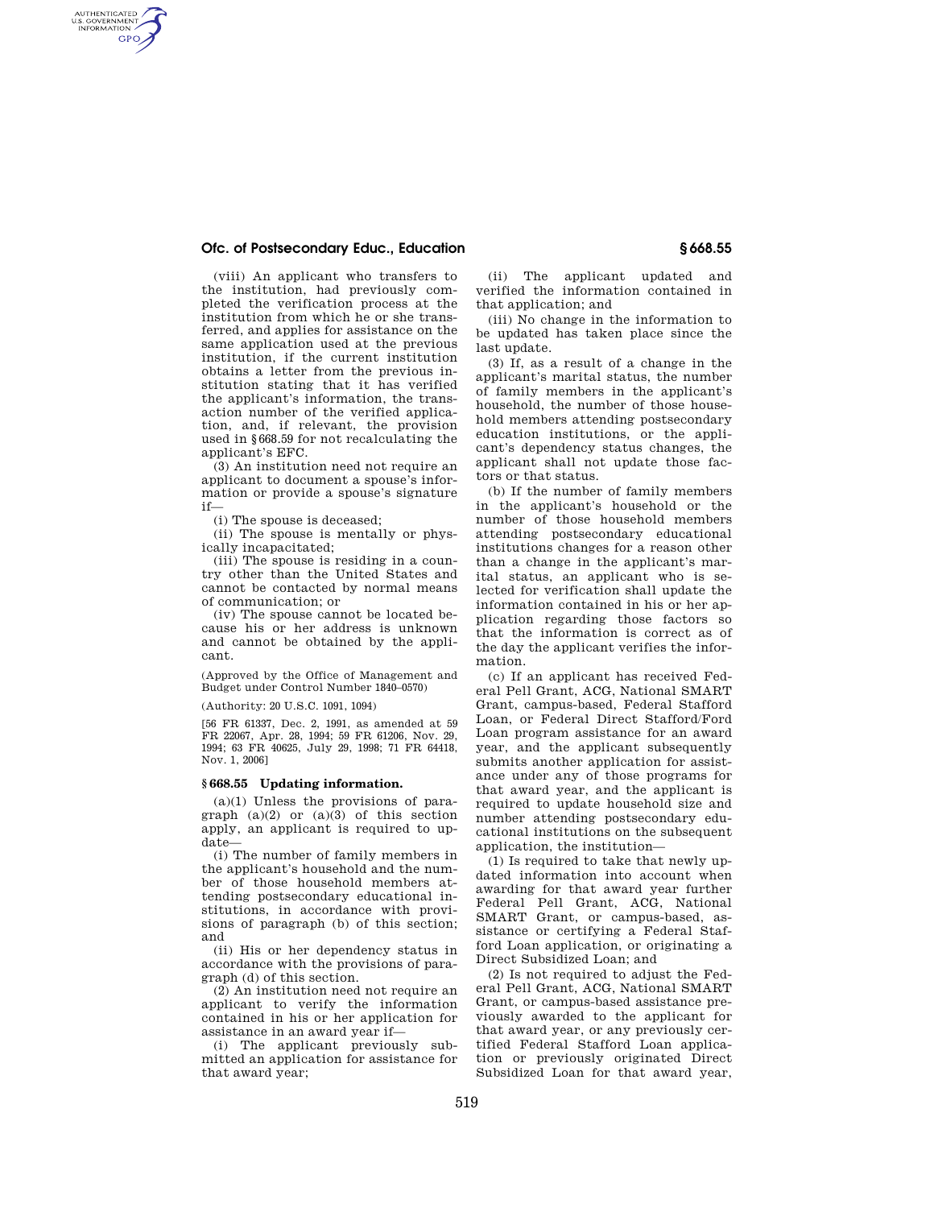(viii) An applicant who transfers to the institution, had previously completed the verification process at the institution from which he or she transferred, and applies for assistance on the same application used at the previous institution, if the current institution obtains a letter from the previous institution stating that it has verified the applicant's information, the transaction number of the verified application, and, if relevant, the provision used in §668.59 for not recalculating the applicant's EFC.

(3) An institution need not require an applicant to document a spouse's information or provide a spouse's signature if—

(i) The spouse is deceased;

(ii) The spouse is mentally or physically incapacitated;

(iii) The spouse is residing in a country other than the United States and cannot be contacted by normal means of communication; or

(iv) The spouse cannot be located because his or her address is unknown and cannot be obtained by the applicant.

(Approved by the Office of Management and Budget under Control Number 1840–0570)

(Authority: 20 U.S.C. 1091, 1094)

[56 FR 61337, Dec. 2, 1991, as amended at 59 FR 22067, Apr. 28, 1994; 59 FR 61206, Nov. 29, 1994; 63 FR 40625, July 29, 1998; 71 FR 64418, Nov. 1, 2006]

### §668.55 Updating information.

(a)(1) Unless the provisions of paragraph (a)(2) or (a)(3) of this section apply, an applicant is required to update—

(i) The number of family members in the applicant's household and the number of those household members attending postsecondary educational institutions, in accordance with provisions of paragraph (b) of this section; and

(ii) His or her dependency status in accordance with the provisions of paragraph (d) of this section.

(2) An institution need not require an applicant to verify the information contained in his or her application for assistance in an award year if—

(i) The applicant previously submitted an application for assistance for that award year;

(ii) The applicant updated and verified the information contained in that application; and

(iii) No change in the information to be updated has taken place since the last update.

(3) If, as a result of a change in the applicant's marital status, the number of family members in the applicant's household, the number of those household members attending postsecondary education institutions, or the applicant's dependency status changes, the applicant shall not update those factors or that status.

(b) If the number of family members in the applicant's household or the number of those household members attending postsecondary educational institutions changes for a reason other than a change in the applicant's marital status, an applicant who is selected for verification shall update the information contained in his or her application regarding those factors so that the information is correct as of the day the applicant verifies the information.

(c) If an applicant has received Federal Pell Grant, ACG, National SMART Grant, campus-based, Federal Stafford Loan, or Federal Direct Stafford/Ford Loan program assistance for an award year, and the applicant subsequently submits another application for assistance under any of those programs for that award year, and the applicant is required to update household size and number attending postsecondary educational institutions on the subsequent application, the institution—

(1) Is required to take that newly updated information into account when awarding for that award year further Federal Pell Grant, ACG, National SMART Grant, or campus-based, assistance or certifying a Federal Stafford Loan application, or originating a Direct Subsidized Loan; and

(2) Is not required to adjust the Federal Pell Grant, ACG, National SMART Grant, or campus-based assistance previously awarded to the applicant for that award year, or any previously certified Federal Stafford Loan application or previously originated Direct Subsidized Loan for that award year,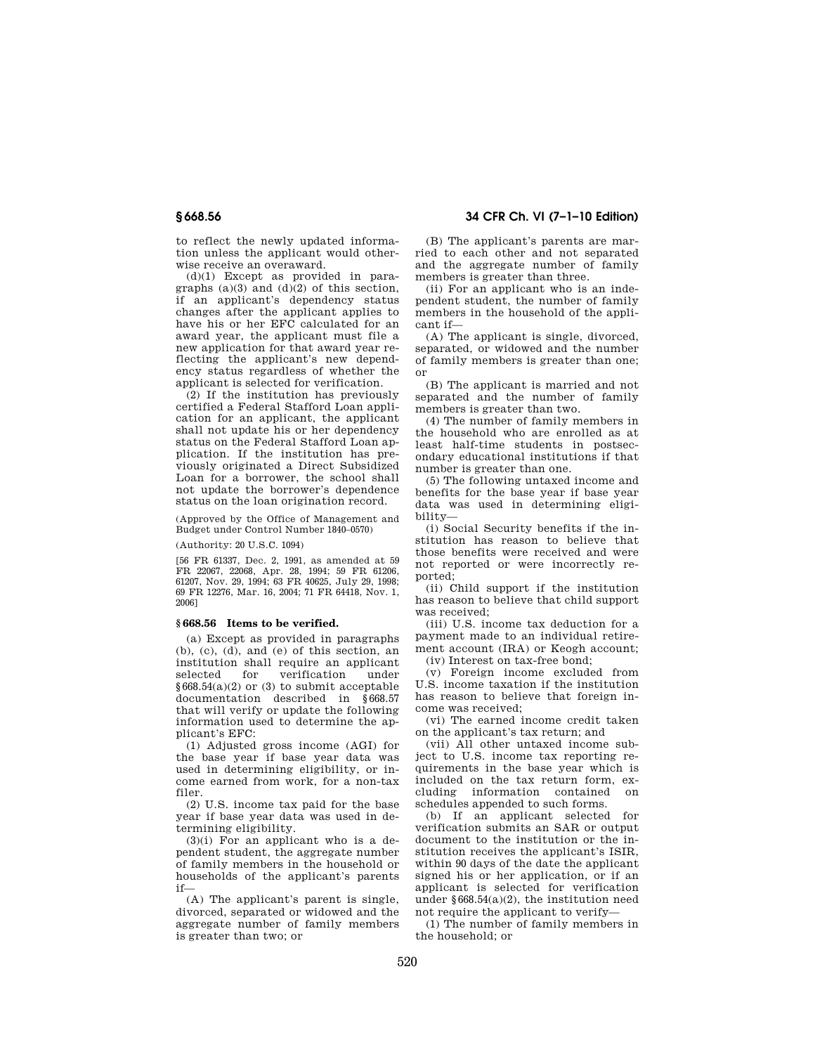to reflect the newly updated information unless the applicant would otherwise receive an overaward.

(d)(1) Except as provided in paragraphs (a)(3) and (d)(2) of this section, if an applicant's dependency status changes after the applicant applies to have his or her EFC calculated for an award year, the applicant must file a new application for that award year reflecting the applicant's new dependency status regardless of whether the applicant is selected for verification.

(2) If the institution has previously certified a Federal Stafford Loan application for an applicant, the applicant shall not update his or her dependency status on the Federal Stafford Loan application. If the institution has previously originated a Direct Subsidized Loan for a borrower, the school shall not update the borrower's dependence status on the loan origination record.

(Approved by the Office of Management and Budget under Control Number 1840–0570)

(Authority: 20 U.S.C. 1094)

[56 FR 61337, Dec. 2, 1991, as amended at 59 FR 22067, 22068, Apr. 28, 1994; 59 FR 61206, 61207, Nov. 29, 1994; 63 FR 40625, July 29, 1998; 69 FR 12276, Mar. 16, 2004; 71 FR 64418, Nov. 1, 2006]

### § 668.56 Items to be verified.

(a) Except as provided in paragraphs (b), (c), (d), and (e) of this section, an institution shall require an applicant selected for verification under § 668.54(a)(2) or (3) to submit acceptable documentation described in § 668.57 that will verify or update the following information used to determine the applicant's EFC:

(1) Adjusted gross income (AGI) for the base year if base year data was used in determining eligibility, or income earned from work, for a non-tax filer.

(2) U.S. income tax paid for the base year if base year data was used in determining eligibility.

(3)(i) For an applicant who is a dependent student, the aggregate number of family members in the household or households of the applicant's parents if—

(A) The applicant's parent is single, divorced, separated or widowed and the aggregate number of family members is greater than two; or

(B) The applicant's parents are married to each other and not separated and the aggregate number of family members is greater than three.

(ii) For an applicant who is an independent student, the number of family members in the household of the applicant if—

(A) The applicant is single, divorced, separated, or widowed and the number of family members is greater than one; or

(B) The applicant is married and not separated and the number of family members is greater than two.

(4) The number of family members in the household who are enrolled as at least half-time students in postsecondary educational institutions if that number is greater than one.

(5) The following untaxed income and benefits for the base year if base year data was used in determining eligibility—

(i) Social Security benefits if the institution has reason to believe that those benefits were received and were not reported or were incorrectly reported;

(ii) Child support if the institution has reason to believe that child support was received;

(iii) U.S. income tax deduction for a payment made to an individual retirement account (IRA) or Keogh account;

(iv) Interest on tax-free bond;

(v) Foreign income excluded from U.S. income taxation if the institution has reason to believe that foreign income was received;

(vi) The earned income credit taken on the applicant's tax return; and

(vii) All other untaxed income subject to U.S. income tax reporting requirements in the base year which is included on the tax return form, excluding information contained on schedules appended to such forms.

(b) If an applicant selected for verification submits an SAR or output document to the institution or the institution receives the applicant's ISIR, within 90 days of the date the applicant signed his or her application, or if an applicant is selected for verification under § 668.54(a)(2), the institution need not require the applicant to verify—

(1) The number of family members in the household; or